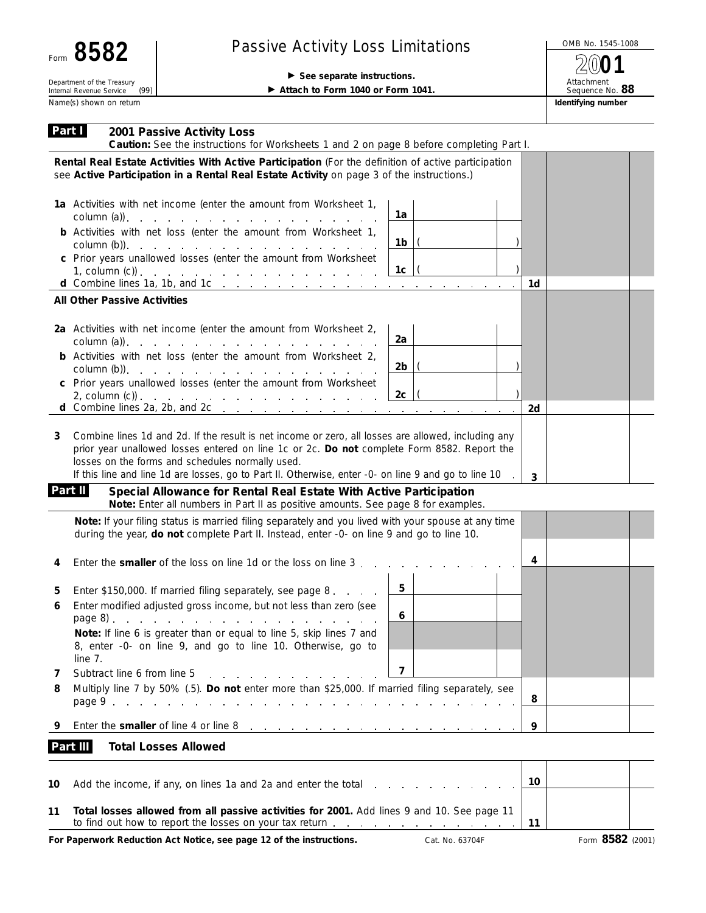# Form 8582 — Passive Activity Loss Limitations

Department of the Treasury
Internal Revenue Service (99)

▶ See separate instructions.
▶ Attach to Form 1040 or Form 1041.

OMB No. 1545-1008
2001
Attachment Sequence No. 88

Name(s) shown on return | Identifying number

## Part I — 2001 Passive Activity Loss

**Caution:** See the instructions for Worksheets 1 and 2 on page 8 before completing Part I.

**Rental Real Estate Activities With Active Participation** (For the definition of active participation see **Active Participation in a Rental Real Estate Activity** on page 3 of the instructions.)

| Line | Description | Box | Amount | Line | Amount |
|---|---|---|---|---|---|
| 1a | Activities with net income (enter the amount from Worksheet 1, column (a)) | 1a | | | |
| b | Activities with net loss (enter the amount from Worksheet 1, column (b)) | 1b | ( ) | | |
| c | Prior years unallowed losses (enter the amount from Worksheet 1, column (c)) | 1c | ( ) | | |
| d | Combine lines 1a, 1b, and 1c | | | 1d | |

**All Other Passive Activities**

| Line | Description | Box | Amount | Line | Amount |
|---|---|---|---|---|---|
| 2a | Activities with net income (enter the amount from Worksheet 2, column (a)) | 2a | | | |
| b | Activities with net loss (enter the amount from Worksheet 2, column (b)) | 2b | ( ) | | |
| c | Prior years unallowed losses (enter the amount from Worksheet 2, column (c)) | 2c | ( ) | | |
| d | Combine lines 2a, 2b, and 2c | | | 2d | |

**3** Combine lines 1d and 2d. If the result is net income or zero, all losses are allowed, including any prior year unallowed losses entered on line 1c or 2c. **Do not** complete Form 8582. Report the losses on the forms and schedules normally used.
If this line and line 1d are losses, go to Part II. Otherwise, enter -0- on line 9 and go to line 10 . . . **3** ______

## Part II — Special Allowance for Rental Real Estate With Active Participation

**Note:** Enter all numbers in Part II as positive amounts. See page 8 for examples.

**Note:** If your filing status is married filing separately and you lived with your spouse at any time during the year, **do not** complete Part II. Instead, enter -0- on line 9 and go to line 10.

| Line | Description | Box | Amount | Line | Amount |
|---|---|---|---|---|---|
| 4 | Enter the **smaller** of the loss on line 1d or the loss on line 3 | | | 4 | |
| 5 | Enter $150,000. If married filing separately, see page 8 | 5 | | | |
| 6 | Enter modified adjusted gross income, but not less than zero (see page 8) | 6 | | | |
| | **Note:** If line 6 is greater than or equal to line 5, skip lines 7 and 8, enter -0- on line 9, and go to line 10. Otherwise, go to line 7. | | | | |
| 7 | Subtract line 6 from line 5 | 7 | | | |
| 8 | Multiply line 7 by 50% (.5). **Do not** enter more than $25,000. If married filing separately, see page 9 | | | 8 | |
| 9 | Enter the **smaller** of line 4 or line 8 | | | 9 | |

## Part III — Total Losses Allowed

| Line | Description | Line | Amount |
|---|---|---|---|
| 10 | Add the income, if any, on lines 1a and 2a and enter the total | 10 | |
| 11 | **Total losses allowed from all passive activities for 2001.** Add lines 9 and 10. See page 11 to find out how to report the losses on your tax return | 11 | |

**For Paperwork Reduction Act Notice, see page 12 of the instructions.** Cat. No. 63704F Form **8582** (2001)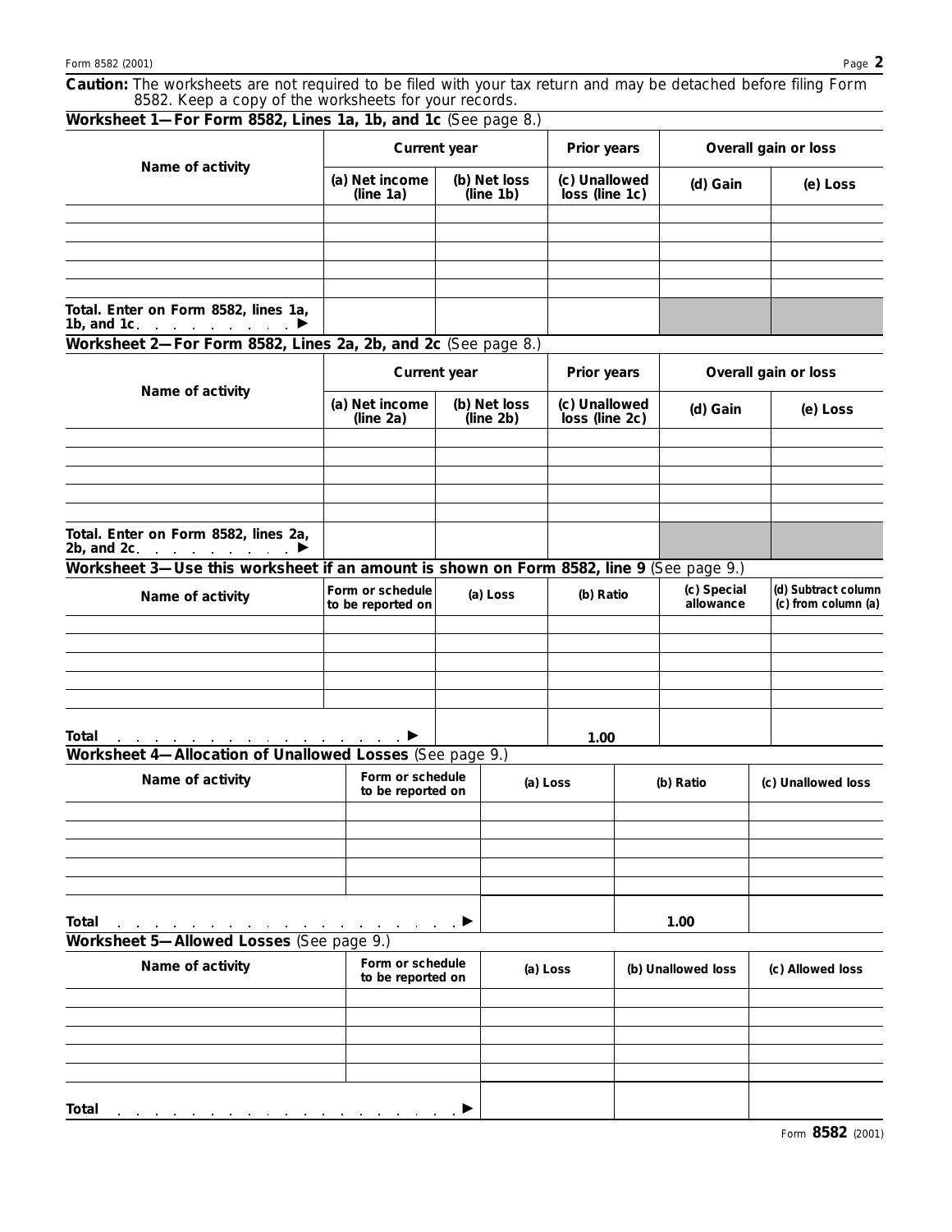**Caution:** The worksheets are not required to be filed with your tax return and may be detached before filing Form 8582. Keep a copy of the worksheets for your records.

### Worksheet 1—For Form 8582, Lines 1a, 1b, and 1c (See page 8.)

| Name of activity | Current year | | Prior years | Overall gain or loss | |
|---|---|---|---|---|---|
| | (a) Net income (line 1a) | (b) Net loss (line 1b) | (c) Unallowed loss (line 1c) | (d) Gain | (e) Loss |
| | | | | | |
| | | | | | |
| | | | | | |
| | | | | | |
| | | | | | |
| Total. Enter on Form 8582, lines 1a, 1b, and 1c ▶ | | | | | |

### Worksheet 2—For Form 8582, Lines 2a, 2b, and 2c (See page 8.)

| Name of activity | Current year | | Prior years | Overall gain or loss | |
|---|---|---|---|---|---|
| | (a) Net income (line 2a) | (b) Net loss (line 2b) | (c) Unallowed loss (line 2c) | (d) Gain | (e) Loss |
| | | | | | |
| | | | | | |
| | | | | | |
| | | | | | |
| | | | | | |
| Total. Enter on Form 8582, lines 2a, 2b, and 2c ▶ | | | | | |

### Worksheet 3—Use this worksheet if an amount is shown on Form 8582, line 9 (See page 9.)

| Name of activity | Form or schedule to be reported on | (a) Loss | (b) Ratio | (c) Special allowance | (d) Subtract column (c) from column (a) |
|---|---|---|---|---|---|
| | | | | | |
| | | | | | |
| | | | | | |
| | | | | | |
| | | | | | |
| Total ▶ | | | 1.00 | | |

### Worksheet 4—Allocation of Unallowed Losses (See page 9.)

| Name of activity | Form or schedule to be reported on | (a) Loss | (b) Ratio | (c) Unallowed loss |
|---|---|---|---|---|
| | | | | |
| | | | | |
| | | | | |
| | | | | |
| | | | | |
| Total ▶ | | | 1.00 | |

### Worksheet 5—Allowed Losses (See page 9.)

| Name of activity | Form or schedule to be reported on | (a) Loss | (b) Unallowed loss | (c) Allowed loss |
|---|---|---|---|---|
| | | | | |
| | | | | |
| | | | | |
| | | | | |
| | | | | |
| Total ▶ | | | | |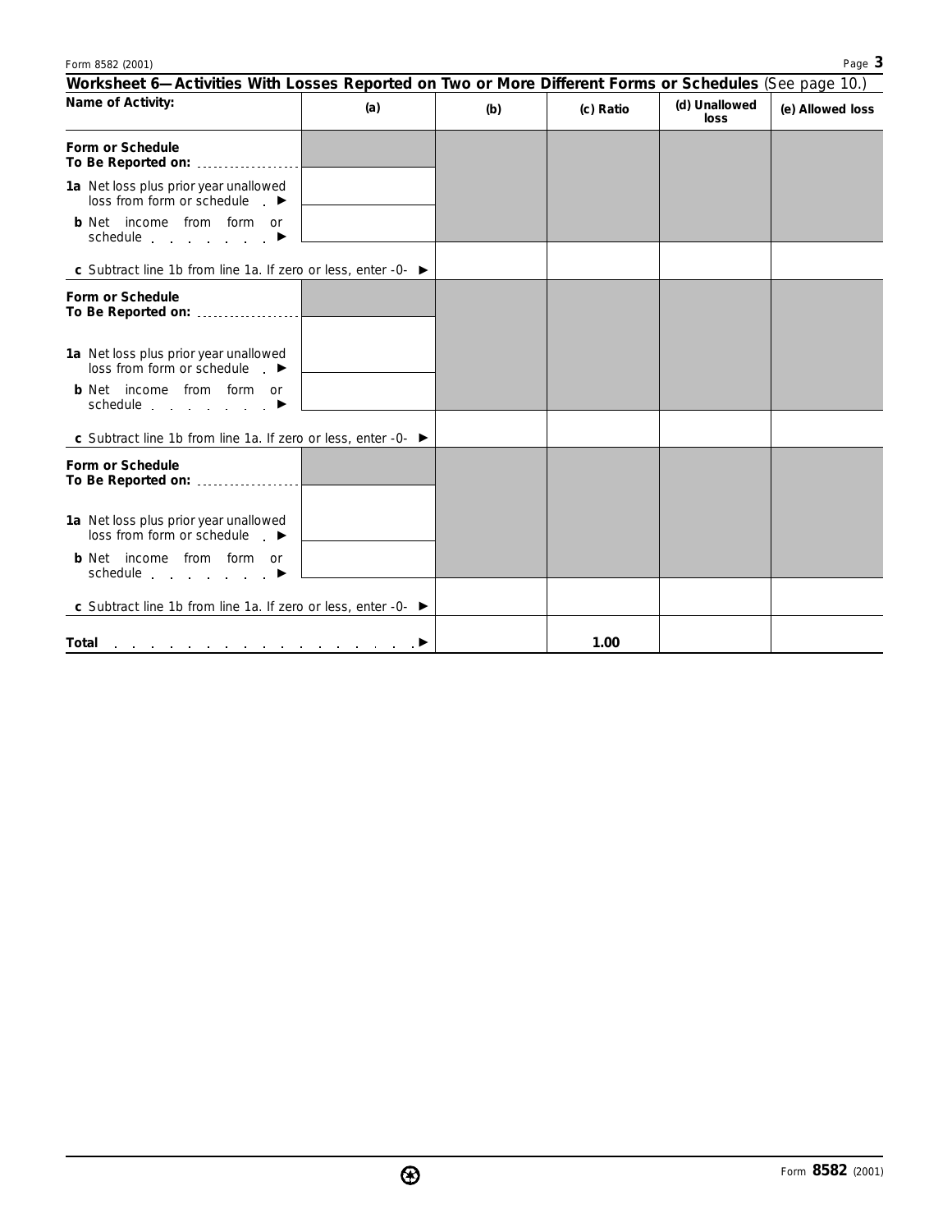## Worksheet 6—Activities With Losses Reported on Two or More Different Forms or Schedules (See page 10.)

| Name of Activity: | (a) | (b) | (c) Ratio | (d) Unallowed loss | (e) Allowed loss |
|---|---|---|---|---|---|
| **Form or Schedule To Be Reported on:** | | | | | |
| **1a** Net loss plus prior year unallowed loss from form or schedule ▶ | | | | | |
| **b** Net income from form or schedule ▶ | | | | | |
| **c** Subtract line 1b from line 1a. If zero or less, enter -0- ▶ | | | | | |
| **Form or Schedule To Be Reported on:** | | | | | |
| **1a** Net loss plus prior year unallowed loss from form or schedule ▶ | | | | | |
| **b** Net income from form or schedule ▶ | | | | | |
| **c** Subtract line 1b from line 1a. If zero or less, enter -0- ▶ | | | | | |
| **Form or Schedule To Be Reported on:** | | | | | |
| **1a** Net loss plus prior year unallowed loss from form or schedule ▶ | | | | | |
| **b** Net income from form or schedule ▶ | | | | | |
| **c** Subtract line 1b from line 1a. If zero or less, enter -0- ▶ | | | | | |
| **Total** ▶ | | | 1.00 | | |